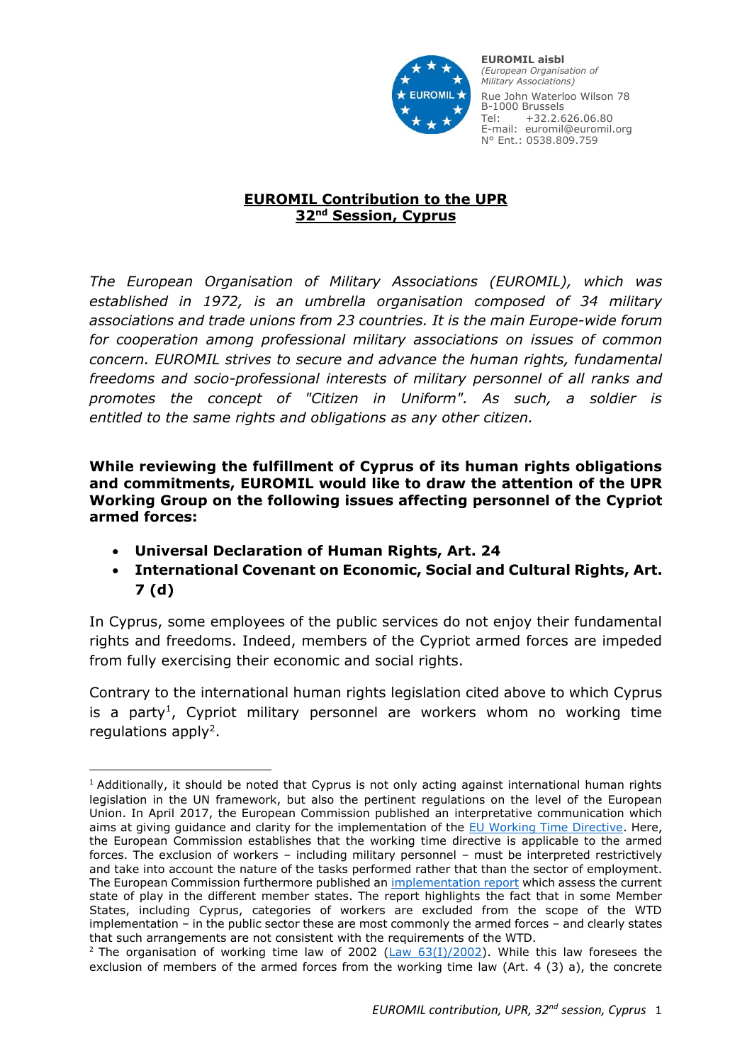**EUROMIL aisbl**
*(European Organisation of Military Associations)*
Rue John Waterloo Wilson 78
B-1000 Brussels
Tel: +32.2.626.06.80
E-mail: euromil@euromil.org
N° Ent.: 0538.809.759

# EUROMIL Contribution to the UPR 32nd Session, Cyprus

*The European Organisation of Military Associations (EUROMIL), which was established in 1972, is an umbrella organisation composed of 34 military associations and trade unions from 23 countries. It is the main Europe-wide forum for cooperation among professional military associations on issues of common concern. EUROMIL strives to secure and advance the human rights, fundamental freedoms and socio-professional interests of military personnel of all ranks and promotes the concept of "Citizen in Uniform". As such, a soldier is entitled to the same rights and obligations as any other citizen.*

**While reviewing the fulfillment of Cyprus of its human rights obligations and commitments, EUROMIL would like to draw the attention of the UPR Working Group on the following issues affecting personnel of the Cypriot armed forces:**

- **Universal Declaration of Human Rights, Art. 24**
- **International Covenant on Economic, Social and Cultural Rights, Art. 7 (d)**

In Cyprus, some employees of the public services do not enjoy their fundamental rights and freedoms. Indeed, members of the Cypriot armed forces are impeded from fully exercising their economic and social rights.

Contrary to the international human rights legislation cited above to which Cyprus is a party[1], Cypriot military personnel are workers whom no working time regulations apply[2].

---

[1] Additionally, it should be noted that Cyprus is not only acting against international human rights legislation in the UN framework, but also the pertinent regulations on the level of the European Union. In April 2017, the European Commission published an interpretative communication which aims at giving guidance and clarity for the implementation of the EU Working Time Directive. Here, the European Commission establishes that the working time directive is applicable to the armed forces. The exclusion of workers – including military personnel – must be interpreted restrictively and take into account the nature of the tasks performed rather that than the sector of employment. The European Commission furthermore published an implementation report which assess the current state of play in the different member states. The report highlights the fact that in some Member States, including Cyprus, categories of workers are excluded from the scope of the WTD implementation – in the public sector these are most commonly the armed forces – and clearly states that such arrangements are not consistent with the requirements of the WTD.

[2] The organisation of working time law of 2002 (Law 63(I)/2002). While this law foresees the exclusion of members of the armed forces from the working time law (Art. 4 (3) a), the concrete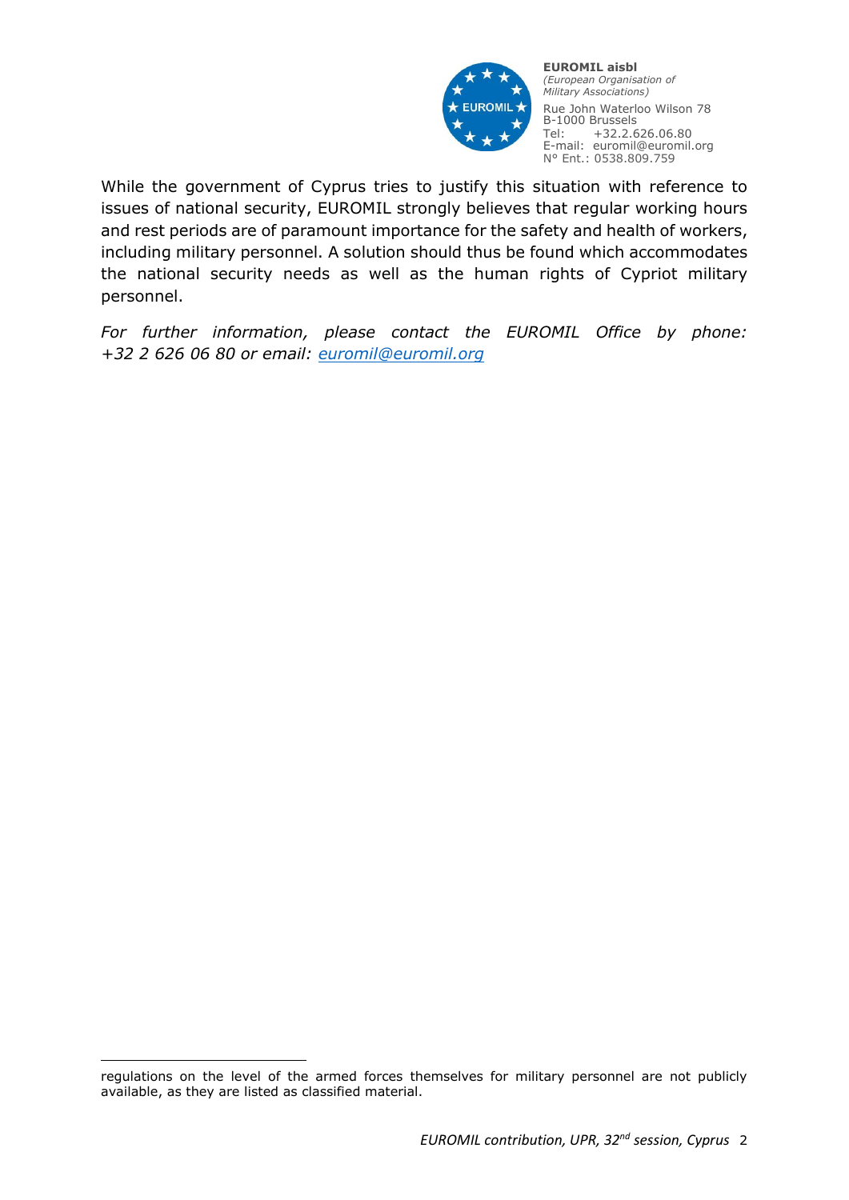While the government of Cyprus tries to justify this situation with reference to issues of national security, EUROMIL strongly believes that regular working hours and rest periods are of paramount importance for the safety and health of workers, including military personnel. A solution should thus be found which accommodates the national security needs as well as the human rights of Cypriot military personnel.

*For further information, please contact the EUROMIL Office by phone: +32 2 626 06 80 or email: [euromil@euromil.org](mailto:euromil@euromil.org)*

---

regulations on the level of the armed forces themselves for military personnel are not publicly available, as they are listed as classified material.